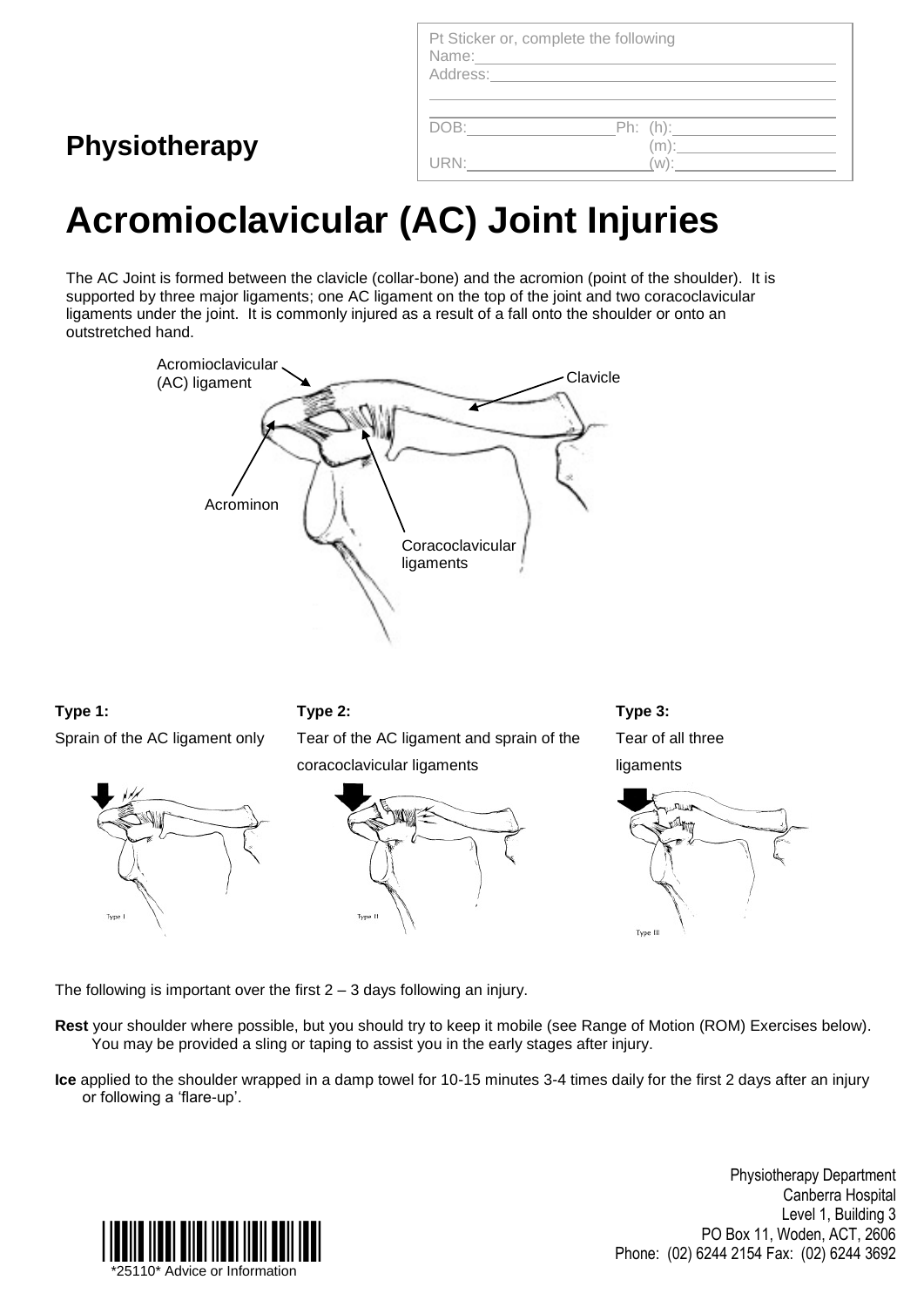Pt Sticker or, complete the following
Name:
Address:

DOB: Ph: (h):
(m):
URN: (w):

## Physiotherapy

# Acromioclavicular (AC) Joint Injuries

The AC Joint is formed between the clavicle (collar-bone) and the acromion (point of the shoulder). It is supported by three major ligaments; one AC ligament on the top of the joint and two coracoclavicular ligaments under the joint. It is commonly injured as a result of a fall onto the shoulder or onto an outstretched hand.

Acromioclavicular (AC) ligament

Clavicle

Acrominon

Coracoclavicular ligaments

**Type 1:**
Sprain of the AC ligament only

**Type 2:**
Tear of the AC ligament and sprain of the coracoclavicular ligaments

**Type 3:**
Tear of all three ligaments

The following is important over the first 2 – 3 days following an injury.

**Rest** your shoulder where possible, but you should try to keep it mobile (see Range of Motion (ROM) Exercises below). You may be provided a sling or taping to assist you in the early stages after injury.

**Ice** applied to the shoulder wrapped in a damp towel for 10-15 minutes 3-4 times daily for the first 2 days after an injury or following a 'flare-up'.

Physiotherapy Department
Canberra Hospital
Level 1, Building 3
PO Box 11, Woden, ACT, 2606
Phone: (02) 6244 2154 Fax: (02) 6244 3692

*25110* Advice or Information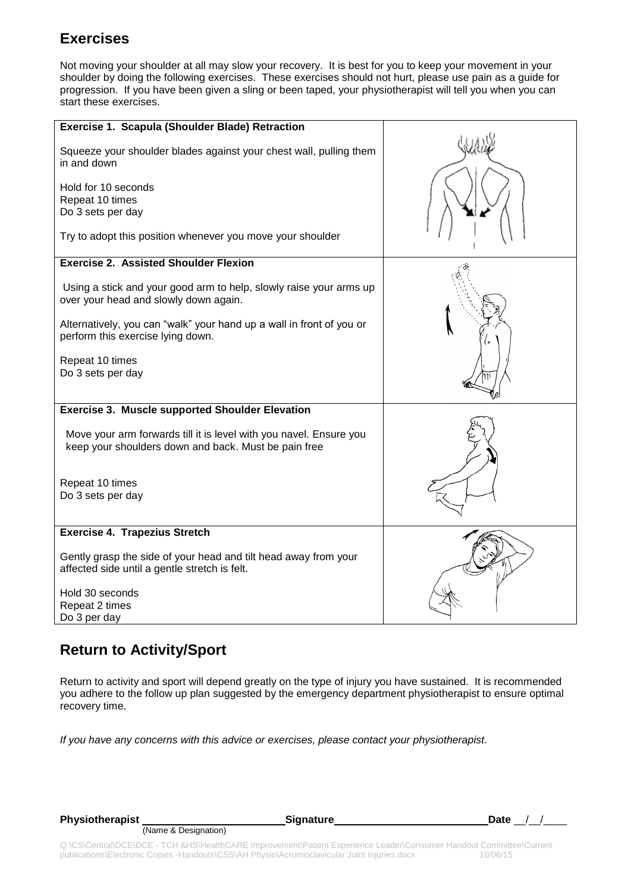## Exercises

Not moving your shoulder at all may slow your recovery. It is best for you to keep your movement in your shoulder by doing the following exercises. These exercises should not hurt, please use pain as a guide for progression. If you have been given a sling or been taped, your physiotherapist will tell you when you can start these exercises.

**Exercise 1. Scapula (Shoulder Blade) Retraction**

Squeeze your shoulder blades against your chest wall, pulling them in and down

Hold for 10 seconds
Repeat 10 times
Do 3 sets per day

Try to adopt this position whenever you move your shoulder

**Exercise 2. Assisted Shoulder Flexion**

Using a stick and your good arm to help, slowly raise your arms up over your head and slowly down again.

Alternatively, you can "walk" your hand up a wall in front of you or perform this exercise lying down.

Repeat 10 times
Do 3 sets per day

**Exercise 3. Muscle supported Shoulder Elevation**

Move your arm forwards till it is level with you navel. Ensure you keep your shoulders down and back. Must be pain free

Repeat 10 times
Do 3 sets per day

**Exercise 4. Trapezius Stretch**

Gently grasp the side of your head and tilt head away from your affected side until a gentle stretch is felt.

Hold 30 seconds
Repeat 2 times
Do 3 per day

## Return to Activity/Sport

Return to activity and sport will depend greatly on the type of injury you have sustained. It is recommended you adhere to the follow up plan suggested by the emergency department physiotherapist to ensure optimal recovery time.

*If you have any concerns with this advice or exercises, please contact your physiotherapist.*

**Physiotherapist** ______________________ **Signature** ______________________ **Date** __/__/____
(Name & Designation)

Q:\CS\Central\DCE\DCE - TCH &HS\HealthCARE Improvement\Patient Experience Leader\Consumer Handout Committee\Current publications\Electronic Copies -Handouts\CSS\AH Physio\Acromioclavicular Joint Injuries.docx 10/06/15